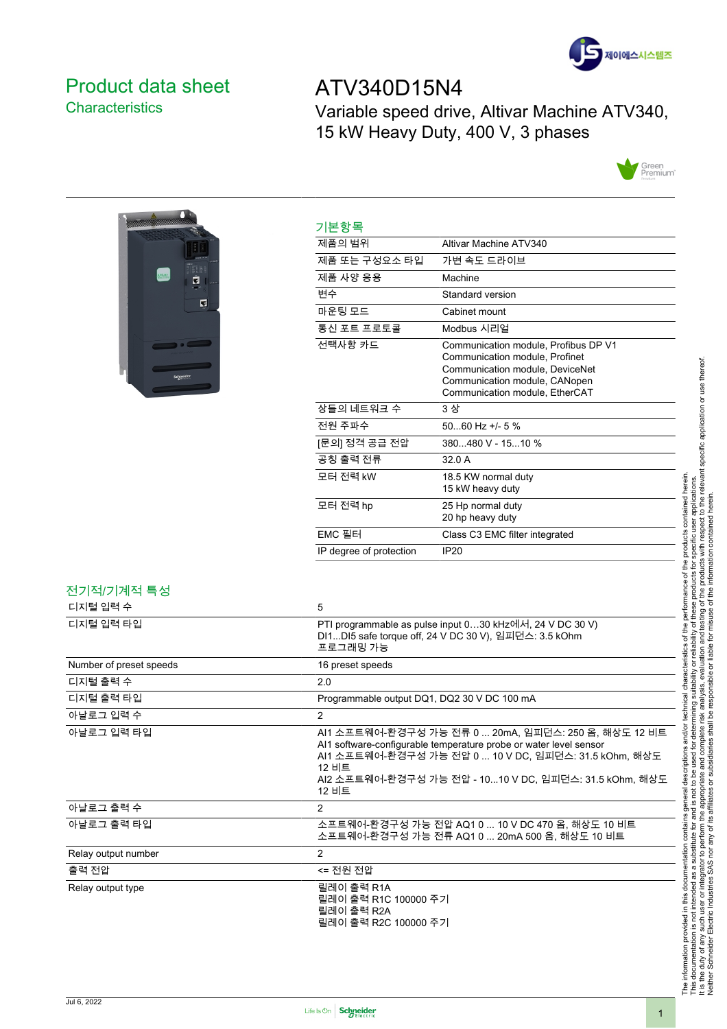# Product data sheet
## Characteristics

# ATV340D15N4
Variable speed drive, Altivar Machine ATV340, 15 kW Heavy Duty, 400 V, 3 phases

## 기본항목

| | |
|---|---|
| 제품의 범위 | Altivar Machine ATV340 |
| 제품 또는 구성요소 타입 | 가변 속도 드라이브 |
| 제품 사양 응용 | Machine |
| 변수 | Standard version |
| 마운팅 모드 | Cabinet mount |
| 통신 포트 프로토콜 | Modbus 시리얼 |
| 선택사항 카드 | Communication module, Profibus DP V1<br>Communication module, Profinet<br>Communication module, DeviceNet<br>Communication module, CANopen<br>Communication module, EtherCAT |
| 상들의 네트워크 수 | 3 상 |
| 전원 주파수 | 50...60 Hz +/- 5 % |
| [문의] 정격 공급 전압 | 380...480 V - 15...10 % |
| 공칭 출력 전류 | 32.0 A |
| 모터 전력 kW | 18.5 KW normal duty<br>15 kW heavy duty |
| 모터 전력 hp | 25 Hp normal duty<br>20 hp heavy duty |
| EMC 필터 | Class C3 EMC filter integrated |
| IP degree of protection | IP20 |

## 전기적/기계적 특성

| | |
|---|---|
| 디지털 입력 수 | 5 |
| 디지털 입력 타입 | PTI programmable as pulse input 0…30 kHz에서, 24 V DC 30 V)<br>DI1...DI5 safe torque off, 24 V DC 30 V), 임피던스: 3.5 kOhm<br>프로그래밍 가능 |
| Number of preset speeds | 16 preset speeds |
| 디지털 출력 수 | 2.0 |
| 디지털 출력 타입 | Programmable output DQ1, DQ2 30 V DC 100 mA |
| 아날로그 입력 수 | 2 |
| 아날로그 입력 타입 | AI1 소프트웨어-환경구성 가능 전류 0 ... 20mA, 임피던스: 250 옴, 해상도 12 비트<br>AI1 software-configurable temperature probe or water level sensor<br>AI1 소프트웨어-환경구성 가능 전압 0 ... 10 V DC, 임피던스: 31.5 kOhm, 해상도 12 비트<br>AI2 소프트웨어-환경구성 가능 전압 - 10...10 V DC, 임피던스: 31.5 kOhm, 해상도 12 비트 |
| 아날로그 출력 수 | 2 |
| 아날로그 출력 타입 | 소프트웨어-환경구성 가능 전압 AQ1 0 ... 10 V DC 470 옴, 해상도 10 비트<br>소프트웨어-환경구성 가능 전류 AQ1 0 ... 20mA 500 옴, 해상도 10 비트 |
| Relay output number | 2 |
| 출력 전압 | <= 전원 전압 |
| Relay output type | 릴레이 출력 R1A<br>릴레이 출력 R1C 100000 주기<br>릴레이 출력 R2A<br>릴레이 출력 R2C 100000 주기 |

The information provided in this documentation contains general descriptions and/or technical characteristics of the performance of the products contained herein. This documentation is not intended as a substitute for and is not to be used for determining suitability or reliability of these products for specific user applications. It is the duty of any such user or integrator to perform the appropriate and complete risk analysis, evaluation and testing of the products with respect to the relevant specific application or use thereof. Neither Schneider Electric Industries SAS nor any of its affiliates or subsidiaries shall be responsible or liable for misuse of the information contained herein.

Jul 6, 2022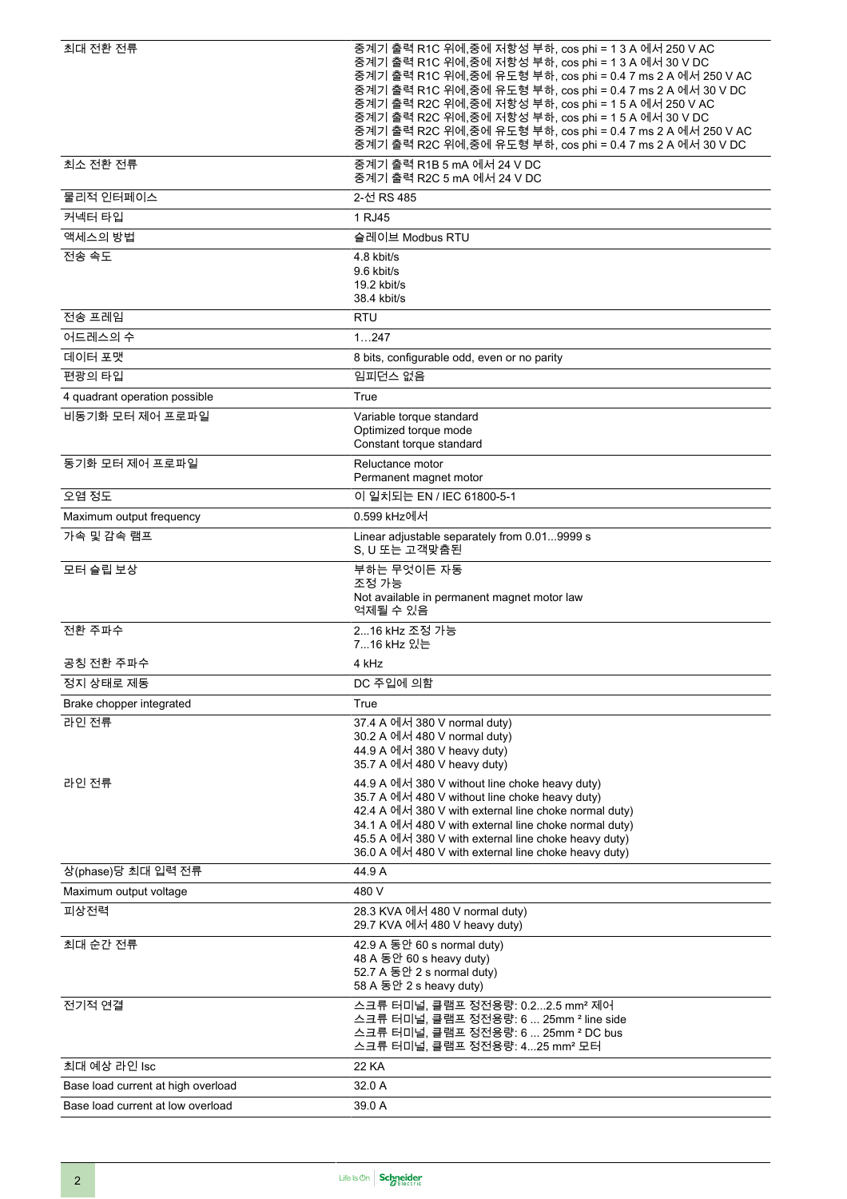| | |
|---|---|
| 최대 전환 전류 | 중계기 출력 R1C 위에,중에 저항성 부하, cos phi = 1 3 A 에서 250 V AC<br>중계기 출력 R1C 위에,중에 저항성 부하, cos phi = 1 3 A 에서 30 V DC<br>중계기 출력 R1C 위에,중에 유도형 부하, cos phi = 0.4 7 ms 2 A 에서 250 V AC<br>중계기 출력 R1C 위에,중에 유도형 부하, cos phi = 0.4 7 ms 2 A 에서 30 V DC<br>중계기 출력 R2C 위에,중에 저항성 부하, cos phi = 1 5 A 에서 250 V AC<br>중계기 출력 R2C 위에,중에 저항성 부하, cos phi = 1 5 A 에서 30 V DC<br>중계기 출력 R2C 위에,중에 유도형 부하, cos phi = 0.4 7 ms 2 A 에서 250 V AC<br>중계기 출력 R2C 위에,중에 유도형 부하, cos phi = 0.4 7 ms 2 A 에서 30 V DC |
| 최소 전환 전류 | 중계기 출력 R1B 5 mA 에서 24 V DC<br>중계기 출력 R2C 5 mA 에서 24 V DC |
| 물리적 인터페이스 | 2-선 RS 485 |
| 커넥터 타입 | 1 RJ45 |
| 액세스의 방법 | 슬레이브 Modbus RTU |
| 전송 속도 | 4.8 kbit/s<br>9.6 kbit/s<br>19.2 kbit/s<br>38.4 kbit/s |
| 전송 프레임 | RTU |
| 어드레스의 수 | 1…247 |
| 데이터 포맷 | 8 bits, configurable odd, even or no parity |
| 편광의 타입 | 임피던스 없음 |
| 4 quadrant operation possible | True |
| 비동기화 모터 제어 프로파일 | Variable torque standard<br>Optimized torque mode<br>Constant torque standard |
| 동기화 모터 제어 프로파일 | Reluctance motor<br>Permanent magnet motor |
| 오염 정도 | 이 일치되는 EN / IEC 61800-5-1 |
| Maximum output frequency | 0.599 kHz에서 |
| 가속 및 감속 램프 | Linear adjustable separately from 0.01...9999 s<br>S, U 또는 고객맞춤된 |
| 모터 슬립 보상 | 부하는 무엇이든 자동<br>조정 가능<br>Not available in permanent magnet motor law<br>억제될 수 있음 |
| 전환 주파수 | 2...16 kHz 조정 가능<br>7...16 kHz 있는 |
| 공칭 전환 주파수 | 4 kHz |
| 정지 상태로 제동 | DC 주입에 의함 |
| Brake chopper integrated | True |
| 라인 전류 | 37.4 A 에서 380 V normal duty)<br>30.2 A 에서 480 V normal duty)<br>44.9 A 에서 380 V heavy duty)<br>35.7 A 에서 480 V heavy duty) |
| 라인 전류 | 44.9 A 에서 380 V without line choke heavy duty)<br>35.7 A 에서 480 V without line choke heavy duty)<br>42.4 A 에서 380 V with external line choke normal duty)<br>34.1 A 에서 480 V with external line choke normal duty)<br>45.5 A 에서 380 V with external line choke heavy duty)<br>36.0 A 에서 480 V with external line choke heavy duty) |
| 상(phase)당 최대 입력 전류 | 44.9 A |
| Maximum output voltage | 480 V |
| 피상전력 | 28.3 KVA 에서 480 V normal duty)<br>29.7 KVA 에서 480 V heavy duty) |
| 최대 순간 전류 | 42.9 A 동안 60 s normal duty)<br>48 A 동안 60 s heavy duty)<br>52.7 A 동안 2 s normal duty)<br>58 A 동안 2 s heavy duty) |
| 전기적 연결 | 스크류 터미널, 클램프 정전용량: 0.2...2.5 mm² 제어<br>스크류 터미널, 클램프 정전용량: 6 ... 25mm ² line side<br>스크류 터미널, 클램프 정전용량: 6 ... 25mm ² DC bus<br>스크류 터미널, 클램프 정전용량: 4...25 mm² 모터 |
| 최대 예상 라인 Isc | 22 KA |
| Base load current at high overload | 32.0 A |
| Base load current at low overload | 39.0 A |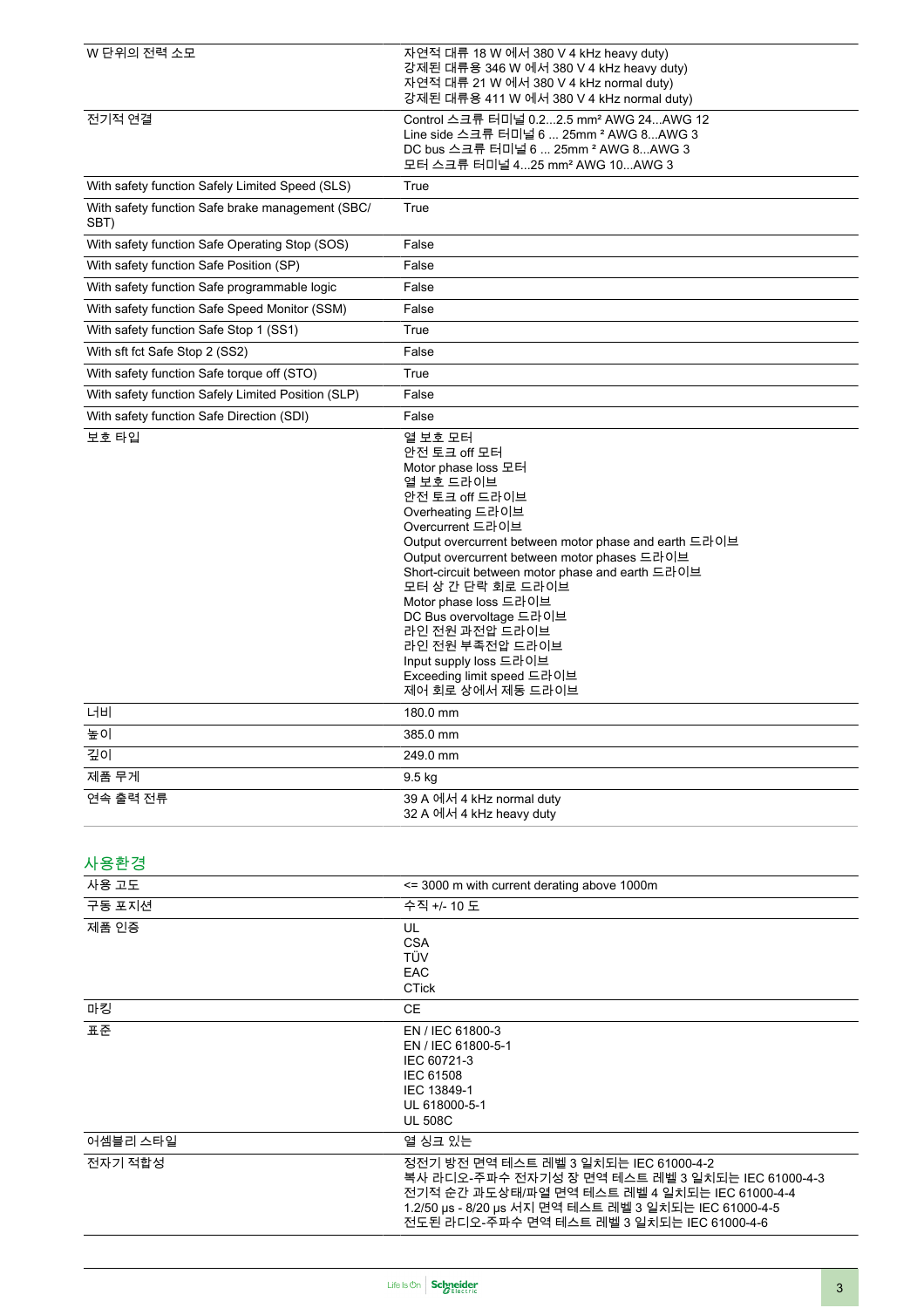| | |
|---|---|
| W 단위의 전력 소모 | 자연적 대류 18 W 에서 380 V 4 kHz heavy duty)<br>강제된 대류용 346 W 에서 380 V 4 kHz heavy duty)<br>자연적 대류 21 W 에서 380 V 4 kHz normal duty)<br>강제된 대류용 411 W 에서 380 V 4 kHz normal duty) |
| 전기적 연결 | Control 스크류 터미널 0.2...2.5 mm² AWG 24...AWG 12<br>Line side 스크류 터미널 6 ... 25mm ² AWG 8...AWG 3<br>DC bus 스크류 터미널 6 ... 25mm ² AWG 8...AWG 3<br>모터 스크류 터미널 4...25 mm² AWG 10...AWG 3 |
| With safety function Safely Limited Speed (SLS) | True |
| With safety function Safe brake management (SBC/ SBT) | True |
| With safety function Safe Operating Stop (SOS) | False |
| With safety function Safe Position (SP) | False |
| With safety function Safe programmable logic | False |
| With safety function Safe Speed Monitor (SSM) | False |
| With safety function Safe Stop 1 (SS1) | True |
| With sft fct Safe Stop 2 (SS2) | False |
| With safety function Safe torque off (STO) | True |
| With safety function Safely Limited Position (SLP) | False |
| With safety function Safe Direction (SDI) | False |
| 보호 타입 | 열 보호 모터<br>안전 토크 off 모터<br>Motor phase loss 모터<br>열 보호 드라이브<br>안전 토크 off 드라이브<br>Overheating 드라이브<br>Overcurrent 드라이브<br>Output overcurrent between motor phase and earth 드라이브<br>Output overcurrent between motor phases 드라이브<br>Short-circuit between motor phase and earth 드라이브<br>모터 상 간 단락 회로 드라이브<br>Motor phase loss 드라이브<br>DC Bus overvoltage 드라이브<br>라인 전원 과전압 드라이브<br>라인 전원 부족전압 드라이브<br>Input supply loss 드라이브<br>Exceeding limit speed 드라이브<br>제어 회로 상에서 제동 드라이브 |
| 너비 | 180.0 mm |
| 높이 | 385.0 mm |
| 깊이 | 249.0 mm |
| 제품 무게 | 9.5 kg |
| 연속 출력 전류 | 39 A 에서 4 kHz normal duty<br>32 A 에서 4 kHz heavy duty |

## 사용환경

| | |
|---|---|
| 사용 고도 | <= 3000 m with current derating above 1000m |
| 구동 포지션 | 수직 +/- 10 도 |
| 제품 인증 | UL<br>CSA<br>TÜV<br>EAC<br>CTick |
| 마킹 | CE |
| 표준 | EN / IEC 61800-3<br>EN / IEC 61800-5-1<br>IEC 60721-3<br>IEC 61508<br>IEC 13849-1<br>UL 618000-5-1<br>UL 508C |
| 어셈블리 스타일 | 열 싱크 있는 |
| 전자기 적합성 | 정전기 방전 면역 테스트 레벨 3 일치되는 IEC 61000-4-2<br>복사 라디오-주파수 전자기성 장 면역 테스트 레벨 3 일치되는 IEC 61000-4-3<br>전기적 순간 과도상태/파열 면역 테스트 레벨 4 일치되는 IEC 61000-4-4<br>1.2/50 µs - 8/20 µs 서지 면역 테스트 레벨 3 일치되는 IEC 61000-4-5<br>전도된 라디오-주파수 면역 테스트 레벨 3 일치되는 IEC 61000-4-6 |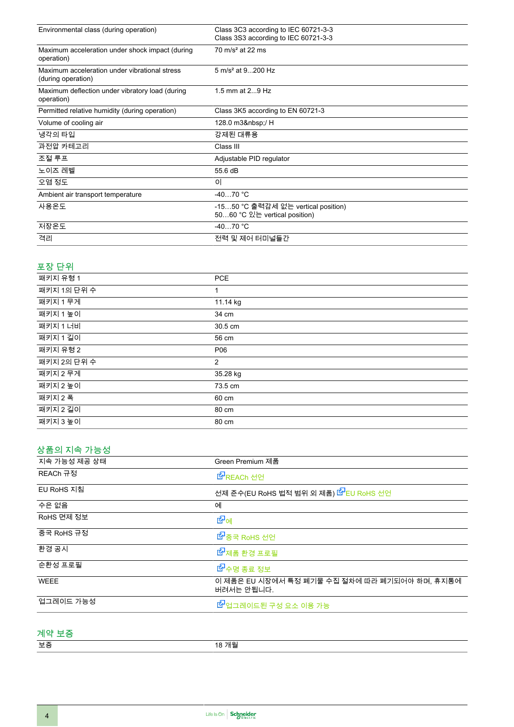| | |
|---|---|
| Environmental class (during operation) | Class 3C3 according to IEC 60721-3-3<br>Class 3S3 according to IEC 60721-3-3 |
| Maximum acceleration under shock impact (during operation) | 70 m/s² at 22 ms |
| Maximum acceleration under vibrational stress (during operation) | 5 m/s² at 9...200 Hz |
| Maximum deflection under vibratory load (during operation) | 1.5 mm at 2...9 Hz |
| Permitted relative humidity (during operation) | Class 3K5 according to EN 60721-3 |
| Volume of cooling air | 128.0 m3&nbsp;/ H |
| 냉각의 타입 | 강제된 대류용 |
| 과전압 카테고리 | Class III |
| 조절 루프 | Adjustable PID regulator |
| 노이즈 레벨 | 55.6 dB |
| 오염 정도 | 이 |
| Ambient air transport temperature | -40…70 °C |
| 사용온도 | -15…50 °C 출력감세 없는 vertical position)<br>50…60 °C 있는 vertical position) |
| 저장온도 | -40…70 °C |
| 격리 | 전력 및 제어 터미널들간 |

## 포장 단위

| | |
|---|---|
| 패키지 유형 1 | PCE |
| 패키지 1의 단위 수 | 1 |
| 패키지 1 무게 | 11.14 kg |
| 패키지 1 높이 | 34 cm |
| 패키지 1 너비 | 30.5 cm |
| 패키지 1 길이 | 56 cm |
| 패키지 유형 2 | P06 |
| 패키지 2의 단위 수 | 2 |
| 패키지 2 무게 | 35.28 kg |
| 패키지 2 높이 | 73.5 cm |
| 패키지 2 폭 | 60 cm |
| 패키지 2 길이 | 80 cm |
| 패키지 3 높이 | 80 cm |

## 상품의 지속 가능성

| | |
|---|---|
| 지속 가능성 제공 상태 | Green Premium 제품 |
| REACh 규정 | REACh 선언 |
| EU RoHS 지침 | 선제 준수(EU RoHS 법적 범위 외 제품) EU RoHS 선언 |
| 수은 없음 | 예 |
| RoHS 면제 정보 | 예 |
| 중국 RoHS 규정 | 중국 RoHS 선언 |
| 환경 공시 | 제품 환경 프로필 |
| 순환성 프로필 | 수명 종료 정보 |
| WEEE | 이 제품은 EU 시장에서 특정 폐기물 수집 절차에 따라 폐기되어야 하며, 휴지통에 버려서는 안됩니다. |
| 업그레이드 가능성 | 업그레이드된 구성 요소 이용 가능 |

## 계약 보증

| | |
|---|---|
| 보증 | 18 개월 |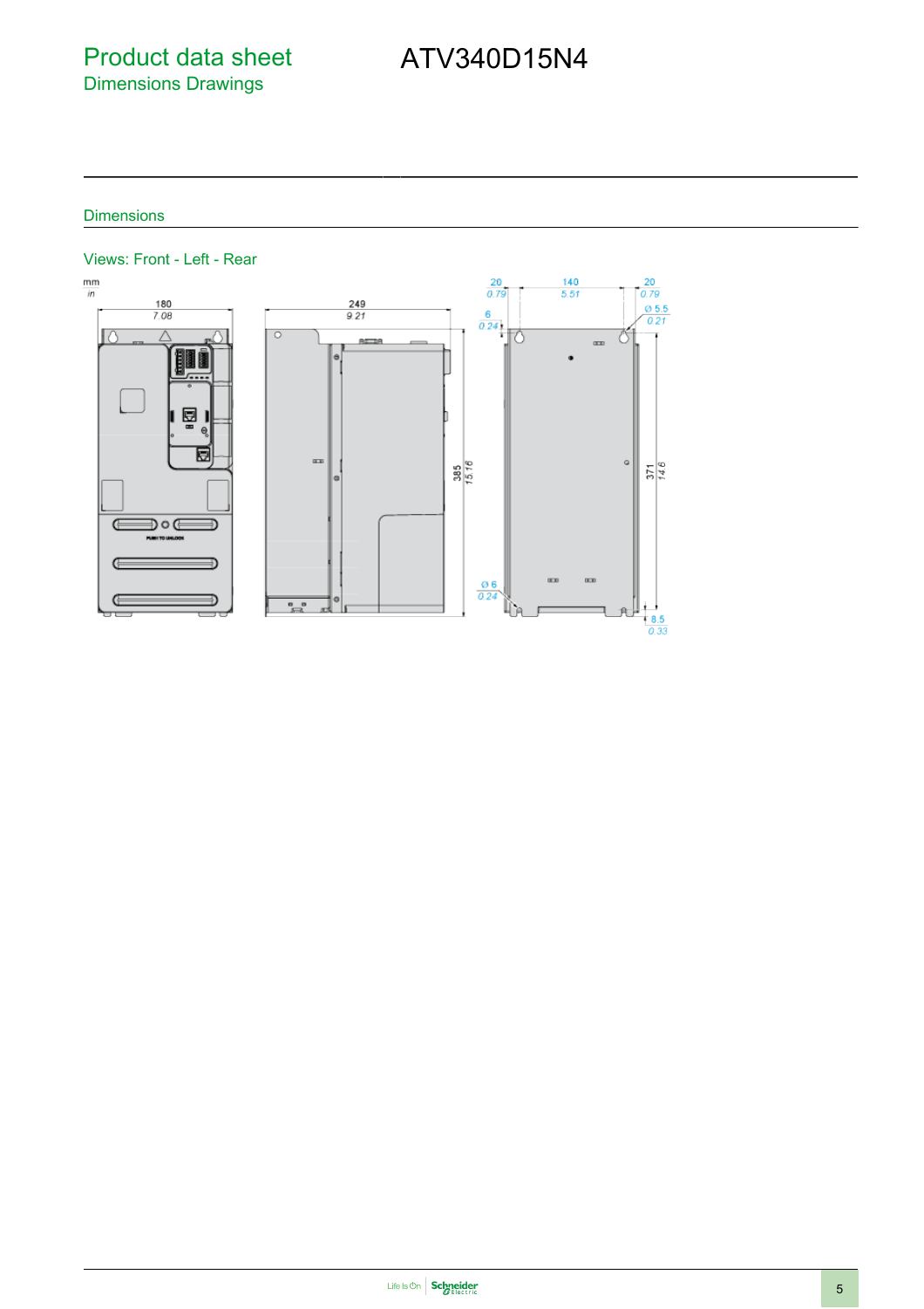# Product data sheet
## Dimensions Drawings

# ATV340D15N4

## Dimensions

### Views: Front - Left - Rear

mm
in

180
7.08

249
9.21

385
15.16

20
0.79

140
5.51

20
0.79

6
0.24

Ø 5.5
0.21

371
14.6

Ø 6
0.24

8.5
0.33

PUSH TO UNLOCK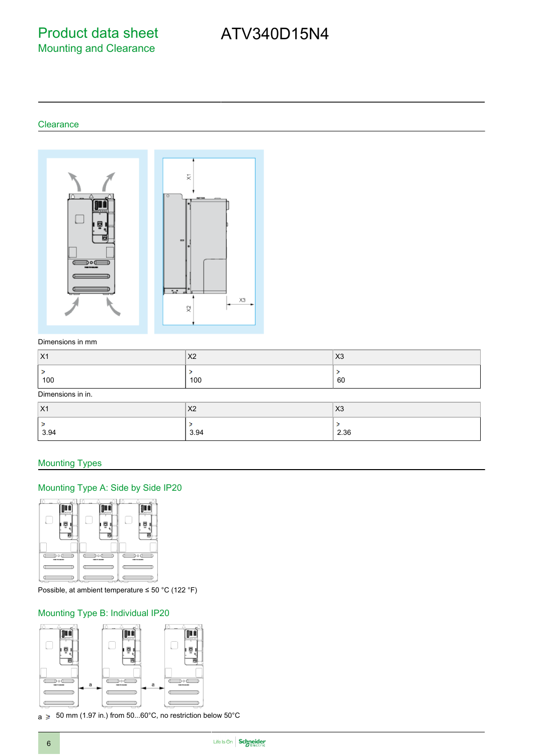# Product data sheet

## Mounting and Clearance

# ATV340D15N4

## Clearance

Dimensions in mm

| X1 | X2 | X3 |
|---|---|---|
| ≥ 100 | ≥ 100 | ≥ 60 |

Dimensions in in.

| X1 | X2 | X3 |
|---|---|---|
| ≥ 3.94 | ≥ 3.94 | ≥ 2.36 |

## Mounting Types

### Mounting Type A: Side by Side IP20

Possible, at ambient temperature ≤ 50 °C (122 °F)

### Mounting Type B: Individual IP20

a ≥ 50 mm (1.97 in.) from 50...60°C, no restriction below 50°C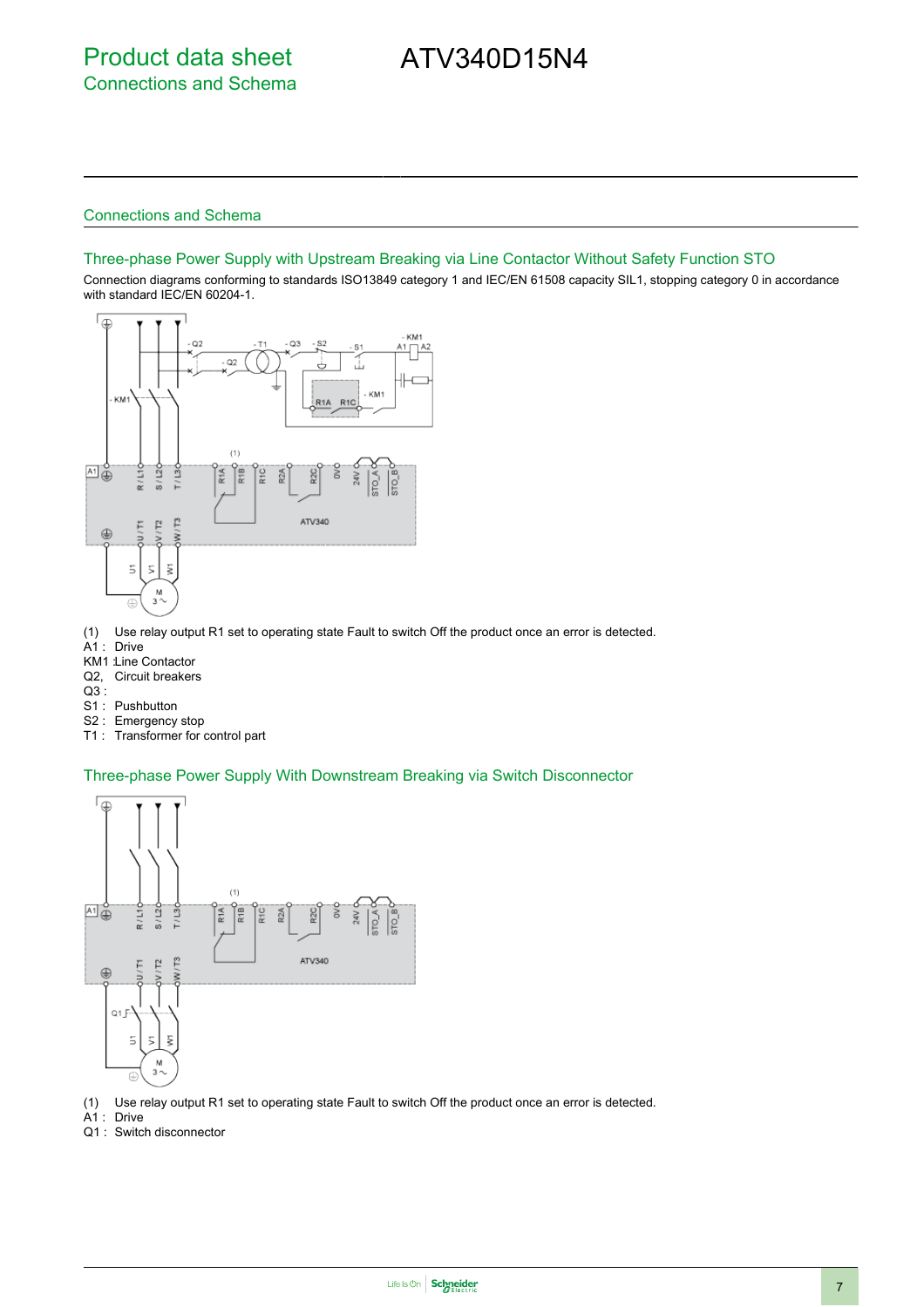## Connections and Schema

### Three-phase Power Supply with Upstream Breaking via Line Contactor Without Safety Function STO

Connection diagrams conforming to standards ISO13849 category 1 and IEC/EN 61508 capacity SIL1, stopping category 0 in accordance with standard IEC/EN 60204-1.

(1) Use relay output R1 set to operating state Fault to switch Off the product once an error is detected.
A1 : Drive
KM1 :Line Contactor
Q2, Circuit breakers
Q3 :
S1 : Pushbutton
S2 : Emergency stop
T1 : Transformer for control part

### Three-phase Power Supply With Downstream Breaking via Switch Disconnector

(1) Use relay output R1 set to operating state Fault to switch Off the product once an error is detected.
A1 : Drive
Q1 : Switch disconnector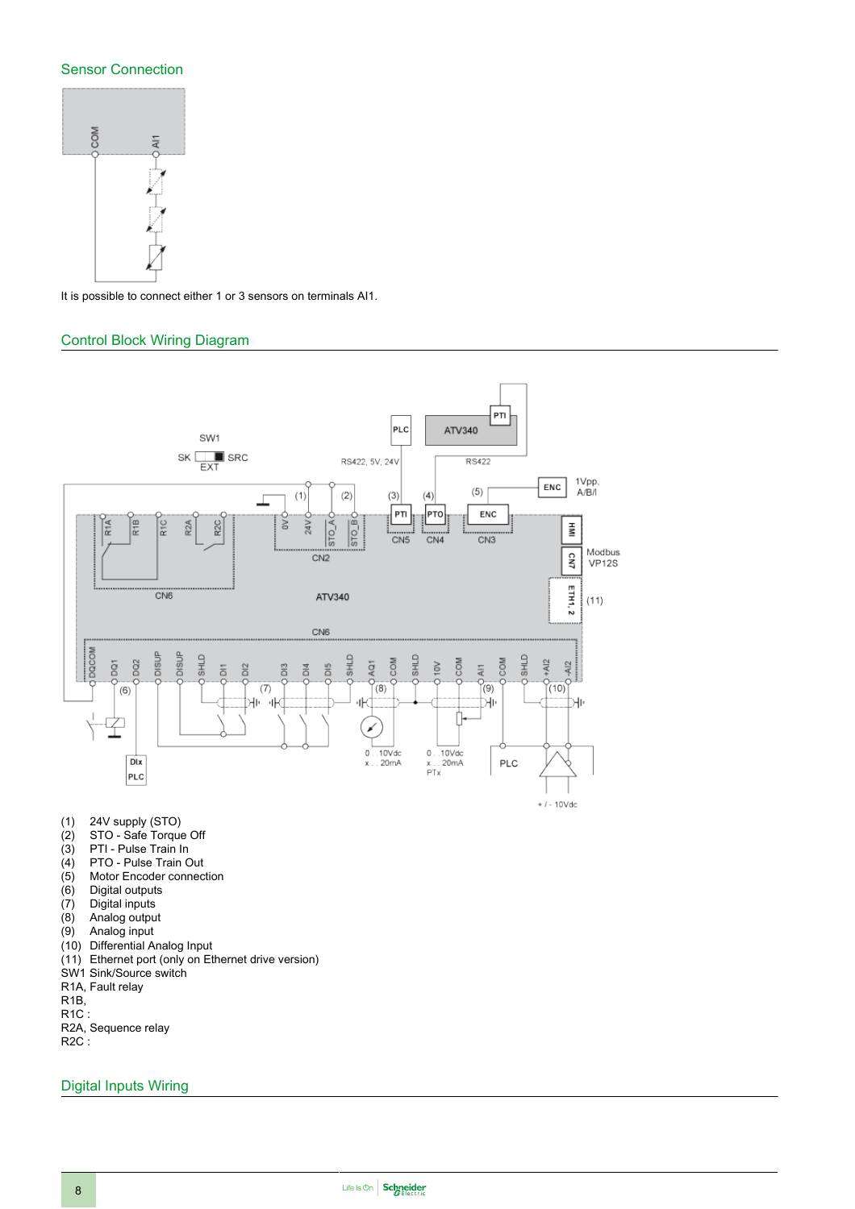## Sensor Connection

It is possible to connect either 1 or 3 sensors on terminals AI1.

## Control Block Wiring Diagram

(1) 24V supply (STO)
(2) STO - Safe Torque Off
(3) PTI - Pulse Train In
(4) PTO - Pulse Train Out
(5) Motor Encoder connection
(6) Digital outputs
(7) Digital inputs
(8) Analog output
(9) Analog input
(10) Differential Analog Input
(11) Ethernet port (only on Ethernet drive version)
SW1 Sink/Source switch
R1A, Fault relay
R1B,
R1C :
R2A, Sequence relay
R2C :

## Digital Inputs Wiring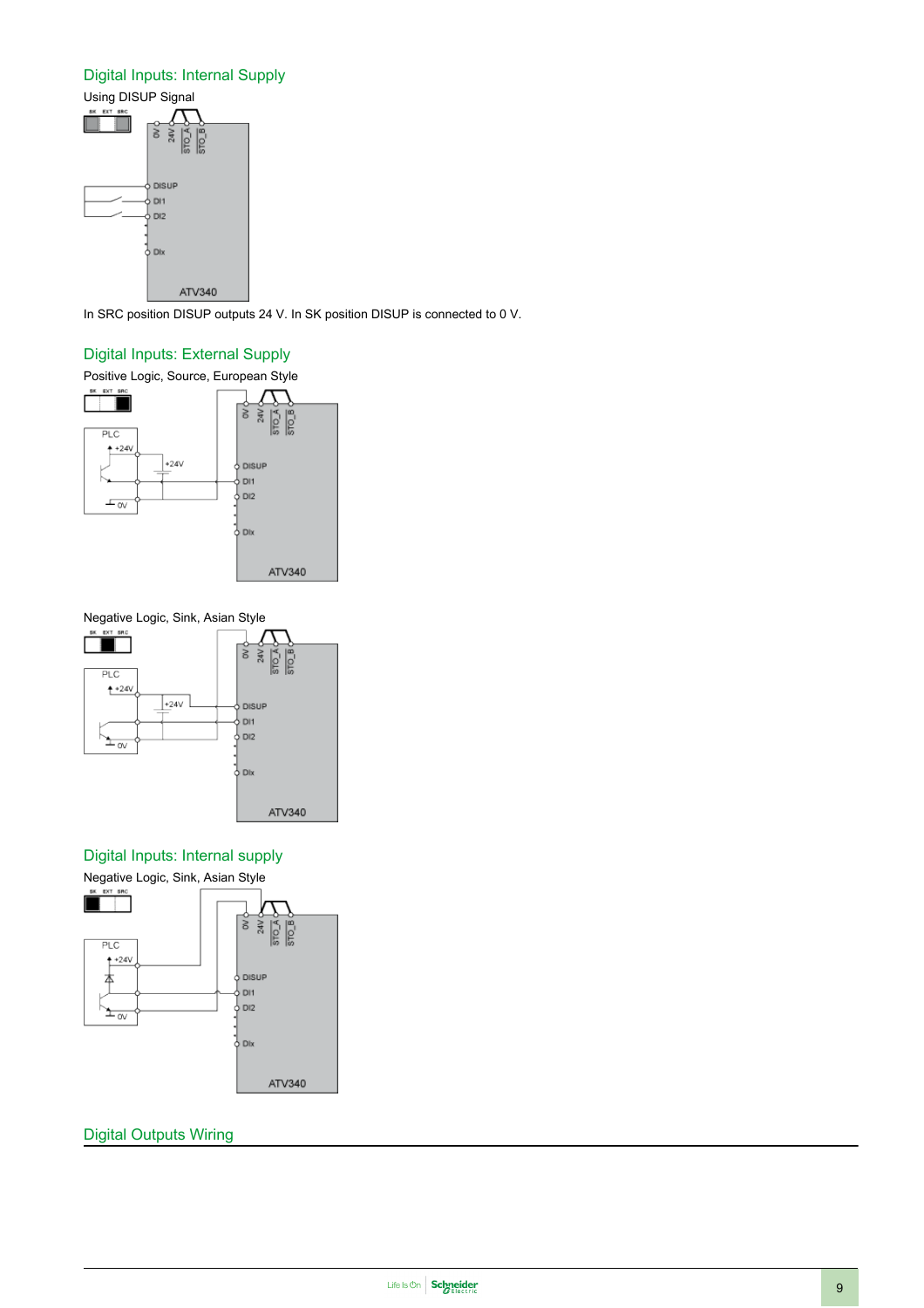## Digital Inputs: Internal Supply

Using DISUP Signal

In SRC position DISUP outputs 24 V. In SK position DISUP is connected to 0 V.

## Digital Inputs: External Supply

Positive Logic, Source, European Style

Negative Logic, Sink, Asian Style

## Digital Inputs: Internal supply

Negative Logic, Sink, Asian Style

## Digital Outputs Wiring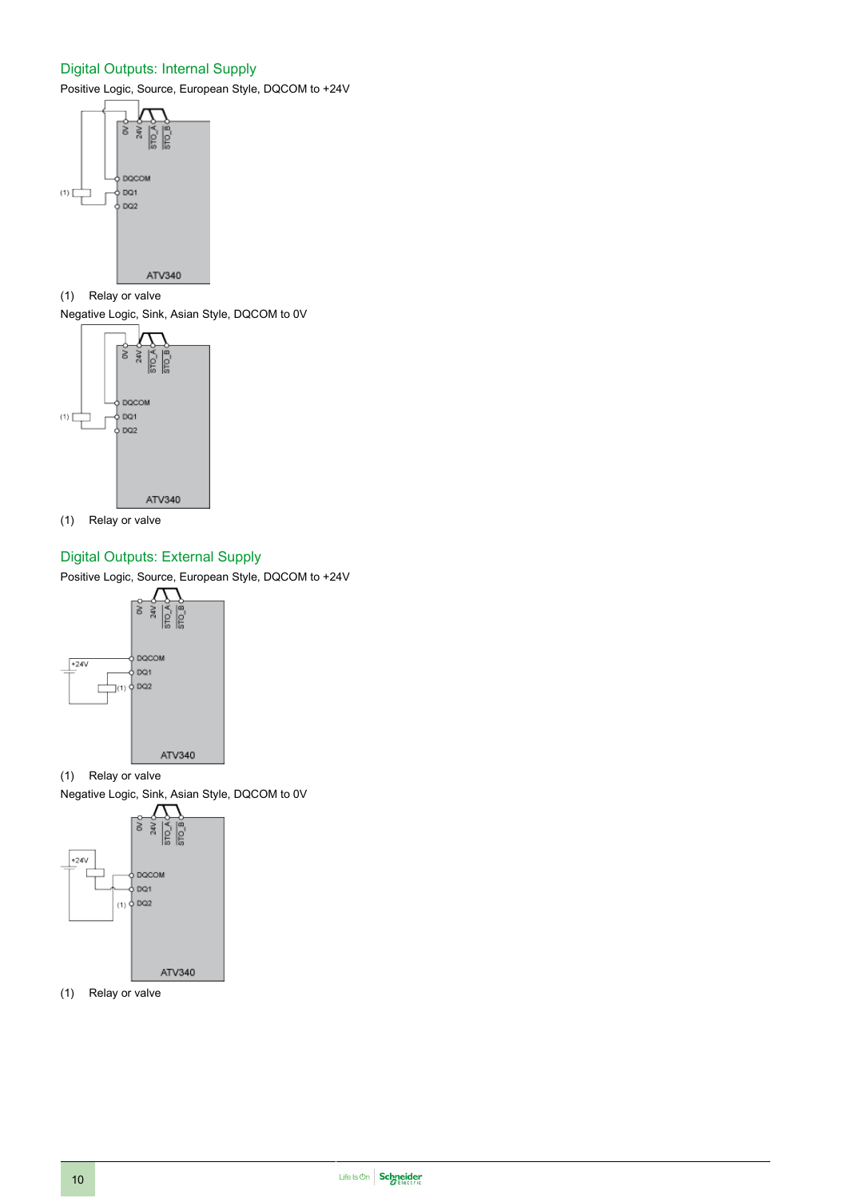## Digital Outputs: Internal Supply

Positive Logic, Source, European Style, DQCOM to +24V

(1) Relay or valve

Negative Logic, Sink, Asian Style, DQCOM to 0V

(1) Relay or valve

## Digital Outputs: External Supply

Positive Logic, Source, European Style, DQCOM to +24V

(1) Relay or valve

Negative Logic, Sink, Asian Style, DQCOM to 0V

(1) Relay or valve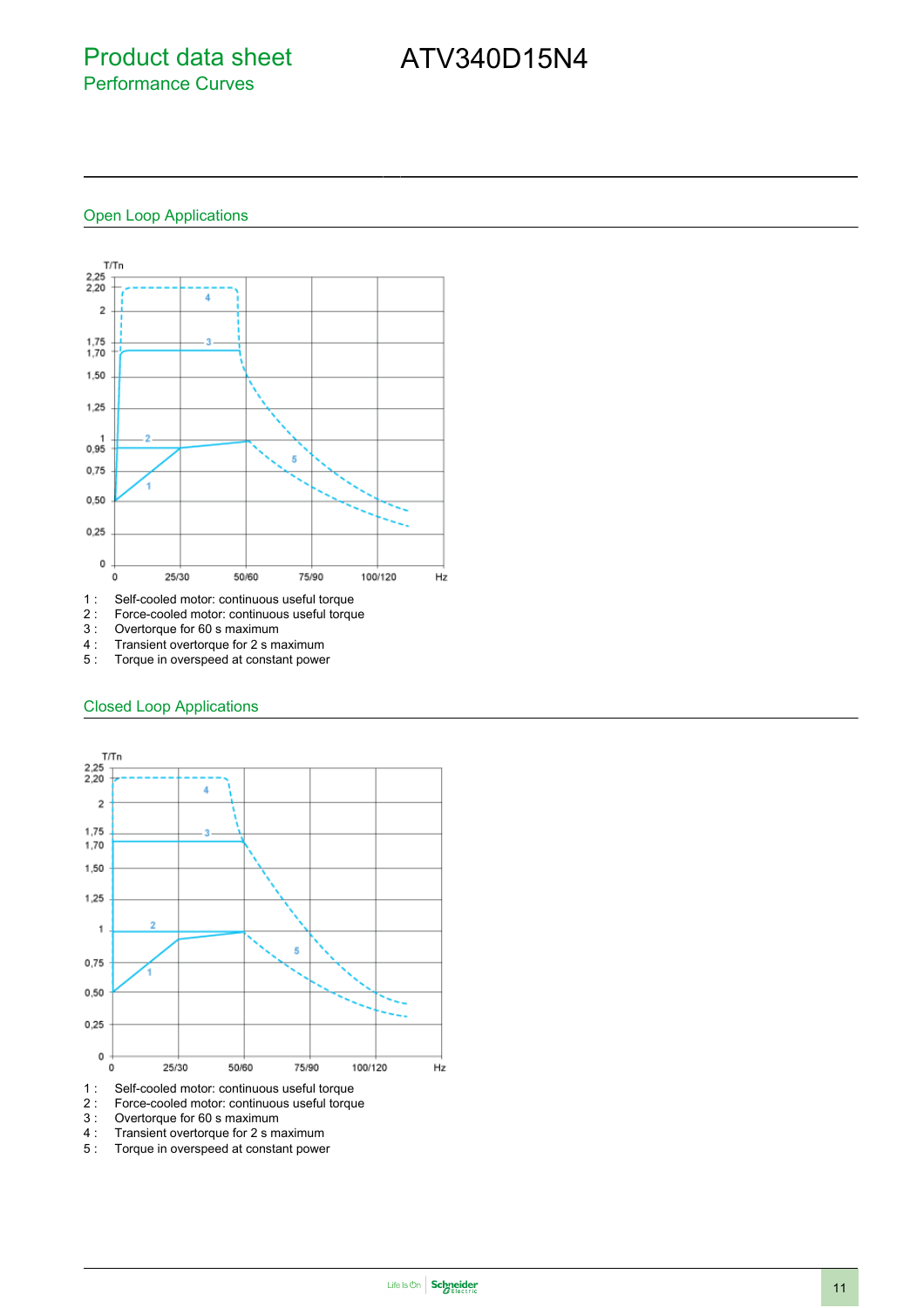# Product data sheet
## Performance Curves

# ATV340D15N4

### Open Loop Applications

T/Tn
2,25
2,20
2
1,75
1,70
1,50
1,25
1
0,95
0,75
0,50
0,25
0
0
25/30
50/60
75/90
100/120
Hz
1
2
3
4
5

1 : Self-cooled motor: continuous useful torque
2 : Force-cooled motor: continuous useful torque
3 : Overtorque for 60 s maximum
4 : Transient overtorque for 2 s maximum
5 : Torque in overspeed at constant power

### Closed Loop Applications

T/Tn
2,25
2,20
2
1,75
1,70
1,50
1,25
1
0,75
0,50
0,25
0
0
25/30
50/60
75/90
100/120
Hz
1
2
3
4
5

1 : Self-cooled motor: continuous useful torque
2 : Force-cooled motor: continuous useful torque
3 : Overtorque for 60 s maximum
4 : Transient overtorque for 2 s maximum
5 : Torque in overspeed at constant power